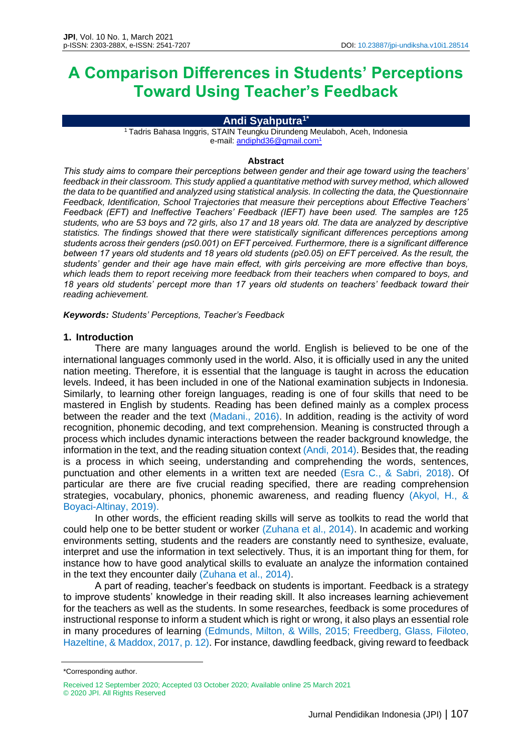# A Comparison Differences in Students' Perceptions Toward Using Teacher's Feedback

**Andi Syahputra[1*]**

[1] Tadris Bahasa Inggris, STAIN Teungku Dirundeng Meulaboh, Aceh, Indonesia
e-mail: andiphd36@gmail.com[1]

**Abstract**

*This study aims to compare their perceptions between gender and their age toward using the teachers' feedback in their classroom. This study applied a quantitative method with survey method, which allowed the data to be quantified and analyzed using statistical analysis. In collecting the data, the Questionnaire Feedback, Identification, School Trajectories that measure their perceptions about Effective Teachers' Feedback (EFT) and Ineffective Teachers' Feedback (IEFT) have been used. The samples are 125 students, who are 53 boys and 72 girls, also 17 and 18 years old. The data are analyzed by descriptive statistics. The findings showed that there were statistically significant differences perceptions among students across their genders ($p \leq 0.001$) on EFT perceived. Furthermore, there is a significant difference between 17 years old students and 18 years old students ($p \geq 0.05$) on EFT perceived. As the result, the students' gender and their age have main effect, with girls perceiving are more effective than boys, which leads them to report receiving more feedback from their teachers when compared to boys, and 18 years old students' percept more than 17 years old students on teachers' feedback toward their reading achievement.*

***Keywords:** Students' Perceptions, Teacher's Feedback*

## 1. Introduction

There are many languages around the world. English is believed to be one of the international languages commonly used in the world. Also, it is officially used in any the united nation meeting. Therefore, it is essential that the language is taught in across the education levels. Indeed, it has been included in one of the National examination subjects in Indonesia. Similarly, to learning other foreign languages, reading is one of four skills that need to be mastered in English by students. Reading has been defined mainly as a complex process between the reader and the text (Madani., 2016). In addition, reading is the activity of word recognition, phonemic decoding, and text comprehension. Meaning is constructed through a process which includes dynamic interactions between the reader background knowledge, the information in the text, and the reading situation context (Andi, 2014). Besides that, the reading is a process in which seeing, understanding and comprehending the words, sentences, punctuation and other elements in a written text are needed (Esra C., & Sabri, 2018). Of particular are there are five crucial reading specified, there are reading comprehension strategies, vocabulary, phonics, phonemic awareness, and reading fluency (Akyol, H., & Boyaci-Altinay, 2019).

In other words, the efficient reading skills will serve as toolkits to read the world that could help one to be better student or worker (Zuhana et al., 2014). In academic and working environments setting, students and the readers are constantly need to synthesize, evaluate, interpret and use the information in text selectively. Thus, it is an important thing for them, for instance how to have good analytical skills to evaluate an analyze the information contained in the text they encounter daily (Zuhana et al., 2014).

A part of reading, teacher's feedback on students is important. Feedback is a strategy to improve students' knowledge in their reading skill. It also increases learning achievement for the teachers as well as the students. In some researches, feedback is some procedures of instructional response to inform a student which is right or wrong, it also plays an essential role in many procedures of learning (Edmunds, Milton, & Wills, 2015; Freedberg, Glass, Filoteo, Hazeltine, & Maddox, 2017, p. 12). For instance, dawdling feedback, giving reward to feedback

*Corresponding author.

Received 12 September 2020; Accepted 03 October 2020; Available online 25 March 2021
© 2020 JPI. All Rights Reserved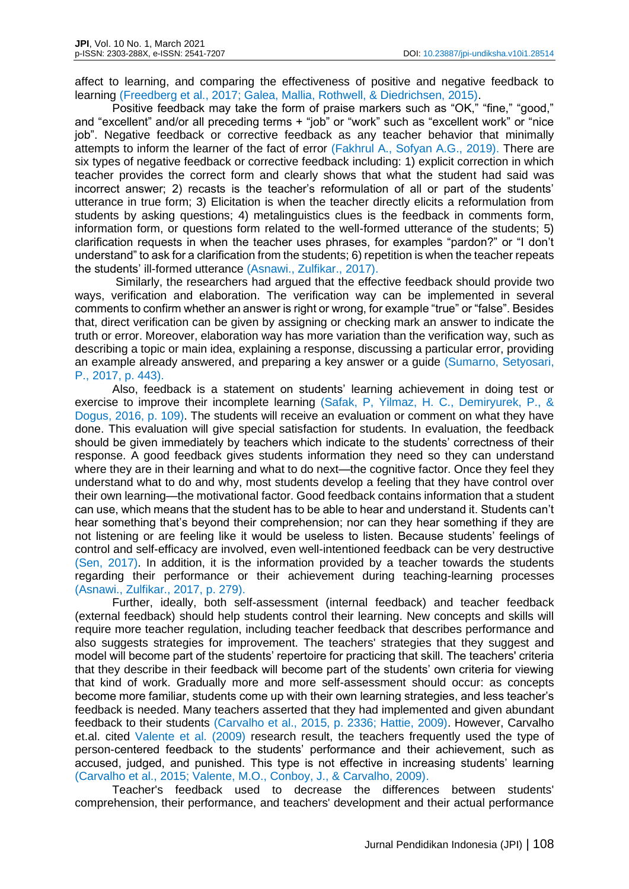affect to learning, and comparing the effectiveness of positive and negative feedback to learning (Freedberg et al., 2017; Galea, Mallia, Rothwell, & Diedrichsen, 2015).

Positive feedback may take the form of praise markers such as "OK," "fine," "good," and "excellent" and/or all preceding terms + "job" or "work" such as "excellent work" or "nice job". Negative feedback or corrective feedback as any teacher behavior that minimally attempts to inform the learner of the fact of error (Fakhrul A., Sofyan A.G., 2019). There are six types of negative feedback or corrective feedback including: 1) explicit correction in which teacher provides the correct form and clearly shows that what the student had said was incorrect answer; 2) recasts is the teacher's reformulation of all or part of the students' utterance in true form; 3) Elicitation is when the teacher directly elicits a reformulation from students by asking questions; 4) metalinguistics clues is the feedback in comments form, information form, or questions form related to the well-formed utterance of the students; 5) clarification requests in when the teacher uses phrases, for examples "pardon?" or "I don't understand" to ask for a clarification from the students; 6) repetition is when the teacher repeats the students' ill-formed utterance (Asnawi., Zulfikar., 2017).

Similarly, the researchers had argued that the effective feedback should provide two ways, verification and elaboration. The verification way can be implemented in several comments to confirm whether an answer is right or wrong, for example "true" or "false". Besides that, direct verification can be given by assigning or checking mark an answer to indicate the truth or error. Moreover, elaboration way has more variation than the verification way, such as describing a topic or main idea, explaining a response, discussing a particular error, providing an example already answered, and preparing a key answer or a guide (Sumarno, Setyosari, P., 2017, p. 443).

Also, feedback is a statement on students' learning achievement in doing test or exercise to improve their incomplete learning (Safak, P, Yilmaz, H. C., Demiryurek, P., & Dogus, 2016, p. 109). The students will receive an evaluation or comment on what they have done. This evaluation will give special satisfaction for students. In evaluation, the feedback should be given immediately by teachers which indicate to the students' correctness of their response. A good feedback gives students information they need so they can understand where they are in their learning and what to do next—the cognitive factor. Once they feel they understand what to do and why, most students develop a feeling that they have control over their own learning—the motivational factor. Good feedback contains information that a student can use, which means that the student has to be able to hear and understand it. Students can't hear something that's beyond their comprehension; nor can they hear something if they are not listening or are feeling like it would be useless to listen. Because students' feelings of control and self-efficacy are involved, even well-intentioned feedback can be very destructive (Sen, 2017). In addition, it is the information provided by a teacher towards the students regarding their performance or their achievement during teaching-learning processes (Asnawi., Zulfikar., 2017, p. 279).

Further, ideally, both self-assessment (internal feedback) and teacher feedback (external feedback) should help students control their learning. New concepts and skills will require more teacher regulation, including teacher feedback that describes performance and also suggests strategies for improvement. The teachers' strategies that they suggest and model will become part of the students' repertoire for practicing that skill. The teachers' criteria that they describe in their feedback will become part of the students' own criteria for viewing that kind of work. Gradually more and more self-assessment should occur: as concepts become more familiar, students come up with their own learning strategies, and less teacher's feedback is needed. Many teachers asserted that they had implemented and given abundant feedback to their students (Carvalho et al., 2015, p. 2336; Hattie, 2009). However, Carvalho et.al. cited Valente et al. (2009) research result, the teachers frequently used the type of person-centered feedback to the students' performance and their achievement, such as accused, judged, and punished. This type is not effective in increasing students' learning (Carvalho et al., 2015; Valente, M.O., Conboy, J., & Carvalho, 2009).

Teacher's feedback used to decrease the differences between students' comprehension, their performance, and teachers' development and their actual performance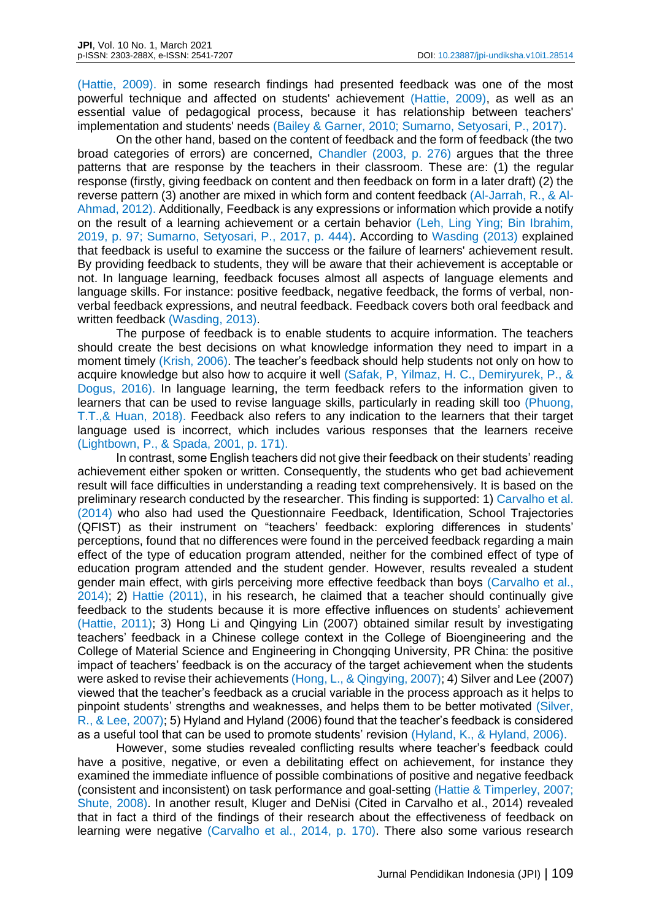(Hattie, 2009). in some research findings had presented feedback was one of the most powerful technique and affected on students' achievement (Hattie, 2009), as well as an essential value of pedagogical process, because it has relationship between teachers' implementation and students' needs (Bailey & Garner, 2010; Sumarno, Setyosari, P., 2017).

On the other hand, based on the content of feedback and the form of feedback (the two broad categories of errors) are concerned, Chandler (2003, p. 276) argues that the three patterns that are response by the teachers in their classroom. These are: (1) the regular response (firstly, giving feedback on content and then feedback on form in a later draft) (2) the reverse pattern (3) another are mixed in which form and content feedback (Al-Jarrah, R., & Al-Ahmad, 2012). Additionally, Feedback is any expressions or information which provide a notify on the result of a learning achievement or a certain behavior (Leh, Ling Ying; Bin Ibrahim, 2019, p. 97; Sumarno, Setyosari, P., 2017, p. 444). According to Wasding (2013) explained that feedback is useful to examine the success or the failure of learners' achievement result. By providing feedback to students, they will be aware that their achievement is acceptable or not. In language learning, feedback focuses almost all aspects of language elements and language skills. For instance: positive feedback, negative feedback, the forms of verbal, non-verbal feedback expressions, and neutral feedback. Feedback covers both oral feedback and written feedback (Wasding, 2013).

The purpose of feedback is to enable students to acquire information. The teachers should create the best decisions on what knowledge information they need to impart in a moment timely (Krish, 2006). The teacher's feedback should help students not only on how to acquire knowledge but also how to acquire it well (Safak, P, Yilmaz, H. C., Demiryurek, P., & Dogus, 2016). In language learning, the term feedback refers to the information given to learners that can be used to revise language skills, particularly in reading skill too (Phuong, T.T.,& Huan, 2018). Feedback also refers to any indication to the learners that their target language used is incorrect, which includes various responses that the learners receive (Lightbown, P., & Spada, 2001, p. 171).

In contrast, some English teachers did not give their feedback on their students' reading achievement either spoken or written. Consequently, the students who get bad achievement result will face difficulties in understanding a reading text comprehensively. It is based on the preliminary research conducted by the researcher. This finding is supported: 1) Carvalho et al. (2014) who also had used the Questionnaire Feedback, Identification, School Trajectories (QFIST) as their instrument on "teachers' feedback: exploring differences in students' perceptions, found that no differences were found in the perceived feedback regarding a main effect of the type of education program attended, neither for the combined effect of type of education program attended and the student gender. However, results revealed a student gender main effect, with girls perceiving more effective feedback than boys (Carvalho et al., 2014); 2) Hattie (2011), in his research, he claimed that a teacher should continually give feedback to the students because it is more effective influences on students' achievement (Hattie, 2011); 3) Hong Li and Qingying Lin (2007) obtained similar result by investigating teachers' feedback in a Chinese college context in the College of Bioengineering and the College of Material Science and Engineering in Chongqing University, PR China: the positive impact of teachers' feedback is on the accuracy of the target achievement when the students were asked to revise their achievements (Hong, L., & Qingying, 2007); 4) Silver and Lee (2007) viewed that the teacher's feedback as a crucial variable in the process approach as it helps to pinpoint students' strengths and weaknesses, and helps them to be better motivated (Silver, R., & Lee, 2007); 5) Hyland and Hyland (2006) found that the teacher's feedback is considered as a useful tool that can be used to promote students' revision (Hyland, K., & Hyland, 2006).

However, some studies revealed conflicting results where teacher's feedback could have a positive, negative, or even a debilitating effect on achievement, for instance they examined the immediate influence of possible combinations of positive and negative feedback (consistent and inconsistent) on task performance and goal-setting (Hattie & Timperley, 2007; Shute, 2008). In another result, Kluger and DeNisi (Cited in Carvalho et al., 2014) revealed that in fact a third of the findings of their research about the effectiveness of feedback on learning were negative (Carvalho et al., 2014, p. 170). There also some various research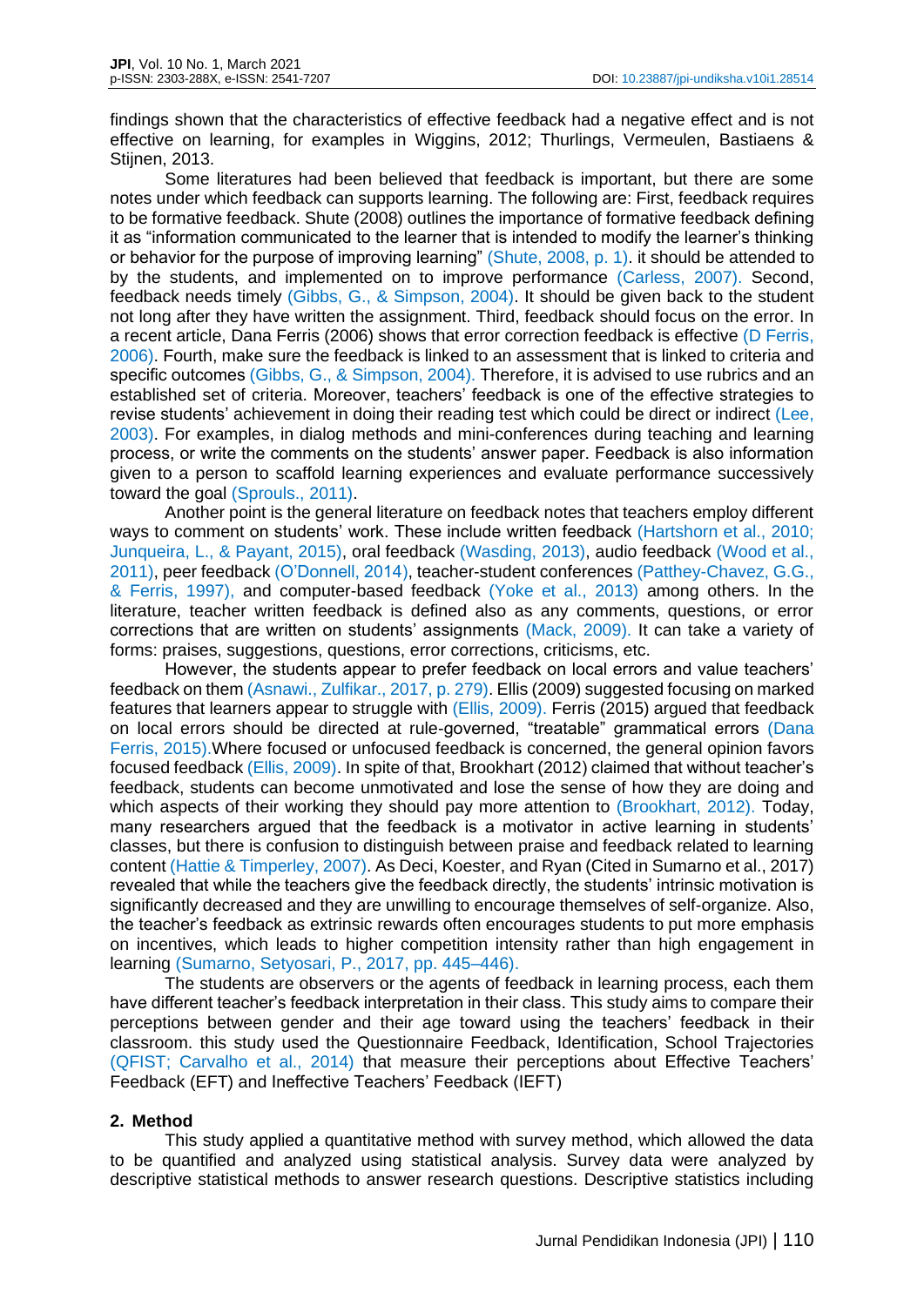findings shown that the characteristics of effective feedback had a negative effect and is not effective on learning, for examples in Wiggins, 2012; Thurlings, Vermeulen, Bastiaens & Stijnen, 2013.

Some literatures had been believed that feedback is important, but there are some notes under which feedback can supports learning. The following are: First, feedback requires to be formative feedback. Shute (2008) outlines the importance of formative feedback defining it as "information communicated to the learner that is intended to modify the learner's thinking or behavior for the purpose of improving learning" (Shute, 2008, p. 1). it should be attended to by the students, and implemented on to improve performance (Carless, 2007). Second, feedback needs timely (Gibbs, G., & Simpson, 2004). It should be given back to the student not long after they have written the assignment. Third, feedback should focus on the error. In a recent article, Dana Ferris (2006) shows that error correction feedback is effective (D Ferris, 2006). Fourth, make sure the feedback is linked to an assessment that is linked to criteria and specific outcomes (Gibbs, G., & Simpson, 2004). Therefore, it is advised to use rubrics and an established set of criteria. Moreover, teachers' feedback is one of the effective strategies to revise students' achievement in doing their reading test which could be direct or indirect (Lee, 2003). For examples, in dialog methods and mini-conferences during teaching and learning process, or write the comments on the students' answer paper. Feedback is also information given to a person to scaffold learning experiences and evaluate performance successively toward the goal (Sprouls., 2011).

Another point is the general literature on feedback notes that teachers employ different ways to comment on students' work. These include written feedback (Hartshorn et al., 2010; Junqueira, L., & Payant, 2015), oral feedback (Wasding, 2013), audio feedback (Wood et al., 2011), peer feedback (O'Donnell, 2014), teacher-student conferences (Patthey-Chavez, G.G., & Ferris, 1997), and computer-based feedback (Yoke et al., 2013) among others. In the literature, teacher written feedback is defined also as any comments, questions, or error corrections that are written on students' assignments (Mack, 2009). It can take a variety of forms: praises, suggestions, questions, error corrections, criticisms, etc.

However, the students appear to prefer feedback on local errors and value teachers' feedback on them (Asnawi., Zulfikar., 2017, p. 279). Ellis (2009) suggested focusing on marked features that learners appear to struggle with (Ellis, 2009). Ferris (2015) argued that feedback on local errors should be directed at rule-governed, "treatable" grammatical errors (Dana Ferris, 2015).Where focused or unfocused feedback is concerned, the general opinion favors focused feedback (Ellis, 2009). In spite of that, Brookhart (2012) claimed that without teacher's feedback, students can become unmotivated and lose the sense of how they are doing and which aspects of their working they should pay more attention to (Brookhart, 2012). Today, many researchers argued that the feedback is a motivator in active learning in students' classes, but there is confusion to distinguish between praise and feedback related to learning content (Hattie & Timperley, 2007). As Deci, Koester, and Ryan (Cited in Sumarno et al., 2017) revealed that while the teachers give the feedback directly, the students' intrinsic motivation is significantly decreased and they are unwilling to encourage themselves of self-organize. Also, the teacher's feedback as extrinsic rewards often encourages students to put more emphasis on incentives, which leads to higher competition intensity rather than high engagement in learning (Sumarno, Setyosari, P., 2017, pp. 445–446).

The students are observers or the agents of feedback in learning process, each them have different teacher's feedback interpretation in their class. This study aims to compare their perceptions between gender and their age toward using the teachers' feedback in their classroom. this study used the Questionnaire Feedback, Identification, School Trajectories (QFIST; Carvalho et al., 2014) that measure their perceptions about Effective Teachers' Feedback (EFT) and Ineffective Teachers' Feedback (IEFT)

## 2. Method

This study applied a quantitative method with survey method, which allowed the data to be quantified and analyzed using statistical analysis. Survey data were analyzed by descriptive statistical methods to answer research questions. Descriptive statistics including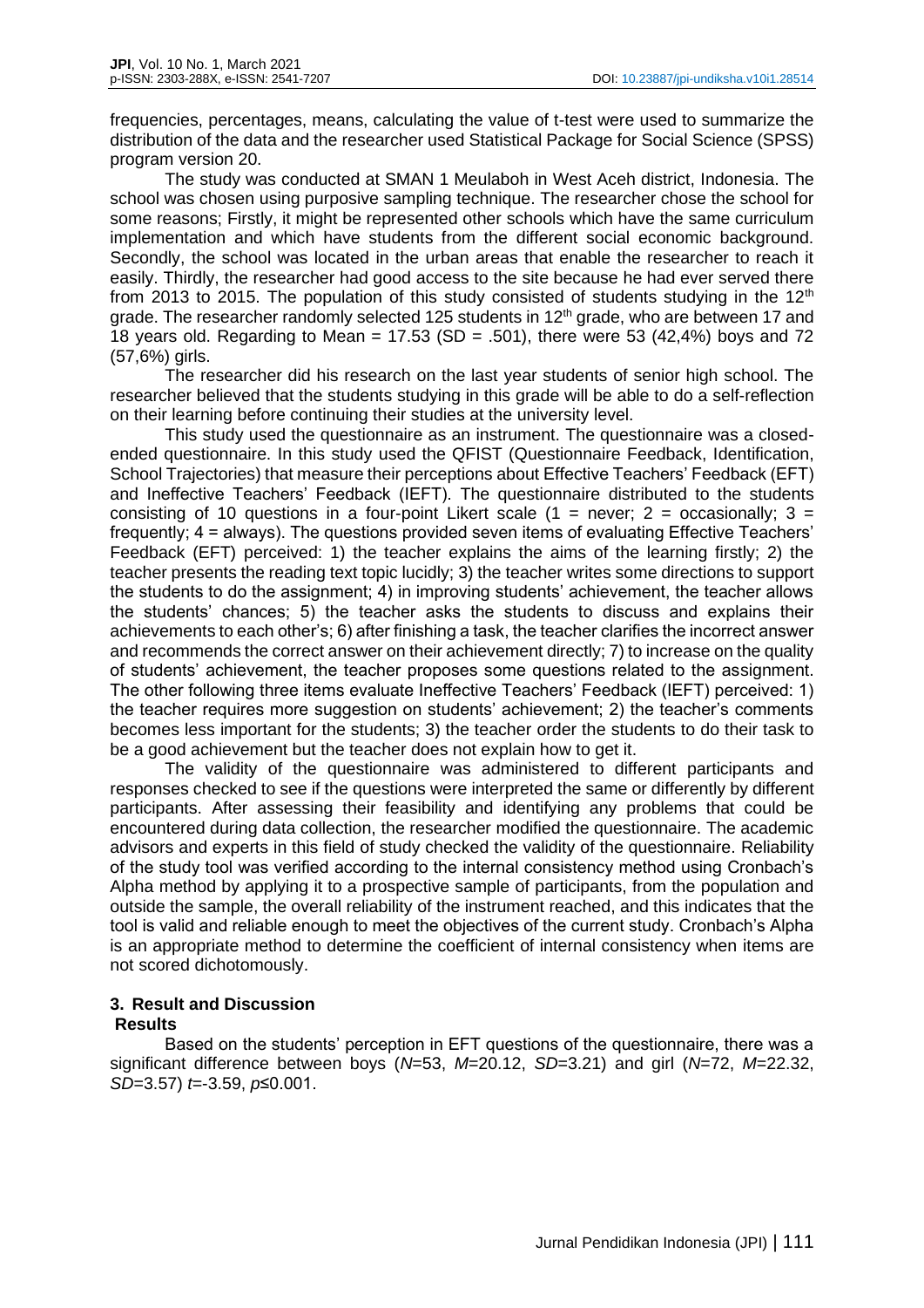frequencies, percentages, means, calculating the value of t-test were used to summarize the distribution of the data and the researcher used Statistical Package for Social Science (SPSS) program version 20.

The study was conducted at SMAN 1 Meulaboh in West Aceh district, Indonesia. The school was chosen using purposive sampling technique. The researcher chose the school for some reasons; Firstly, it might be represented other schools which have the same curriculum implementation and which have students from the different social economic background. Secondly, the school was located in the urban areas that enable the researcher to reach it easily. Thirdly, the researcher had good access to the site because he had ever served there from 2013 to 2015. The population of this study consisted of students studying in the 12th grade. The researcher randomly selected 125 students in 12th grade, who are between 17 and 18 years old. Regarding to Mean = 17.53 (SD = .501), there were 53 (42,4%) boys and 72 (57,6%) girls.

The researcher did his research on the last year students of senior high school. The researcher believed that the students studying in this grade will be able to do a self-reflection on their learning before continuing their studies at the university level.

This study used the questionnaire as an instrument. The questionnaire was a closed-ended questionnaire. In this study used the QFIST (Questionnaire Feedback, Identification, School Trajectories) that measure their perceptions about Effective Teachers' Feedback (EFT) and Ineffective Teachers' Feedback (IEFT). The questionnaire distributed to the students consisting of 10 questions in a four-point Likert scale (1 = never; 2 = occasionally; 3 = frequently; 4 = always). The questions provided seven items of evaluating Effective Teachers' Feedback (EFT) perceived: 1) the teacher explains the aims of the learning firstly; 2) the teacher presents the reading text topic lucidly; 3) the teacher writes some directions to support the students to do the assignment; 4) in improving students' achievement, the teacher allows the students' chances; 5) the teacher asks the students to discuss and explains their achievements to each other's; 6) after finishing a task, the teacher clarifies the incorrect answer and recommends the correct answer on their achievement directly; 7) to increase on the quality of students' achievement, the teacher proposes some questions related to the assignment. The other following three items evaluate Ineffective Teachers' Feedback (IEFT) perceived: 1) the teacher requires more suggestion on students' achievement; 2) the teacher's comments becomes less important for the students; 3) the teacher order the students to do their task to be a good achievement but the teacher does not explain how to get it.

The validity of the questionnaire was administered to different participants and responses checked to see if the questions were interpreted the same or differently by different participants. After assessing their feasibility and identifying any problems that could be encountered during data collection, the researcher modified the questionnaire. The academic advisors and experts in this field of study checked the validity of the questionnaire. Reliability of the study tool was verified according to the internal consistency method using Cronbach's Alpha method by applying it to a prospective sample of participants, from the population and outside the sample, the overall reliability of the instrument reached, and this indicates that the tool is valid and reliable enough to meet the objectives of the current study. Cronbach's Alpha is an appropriate method to determine the coefficient of internal consistency when items are not scored dichotomously.

## 3. Result and Discussion

### Results

Based on the students' perception in EFT questions of the questionnaire, there was a significant difference between boys ($N$=53, $M$=20.12, $SD$=3.21) and girl ($N$=72, $M$=22.32, $SD$=3.57) $t$=-3.59, $p \leq 0.001$.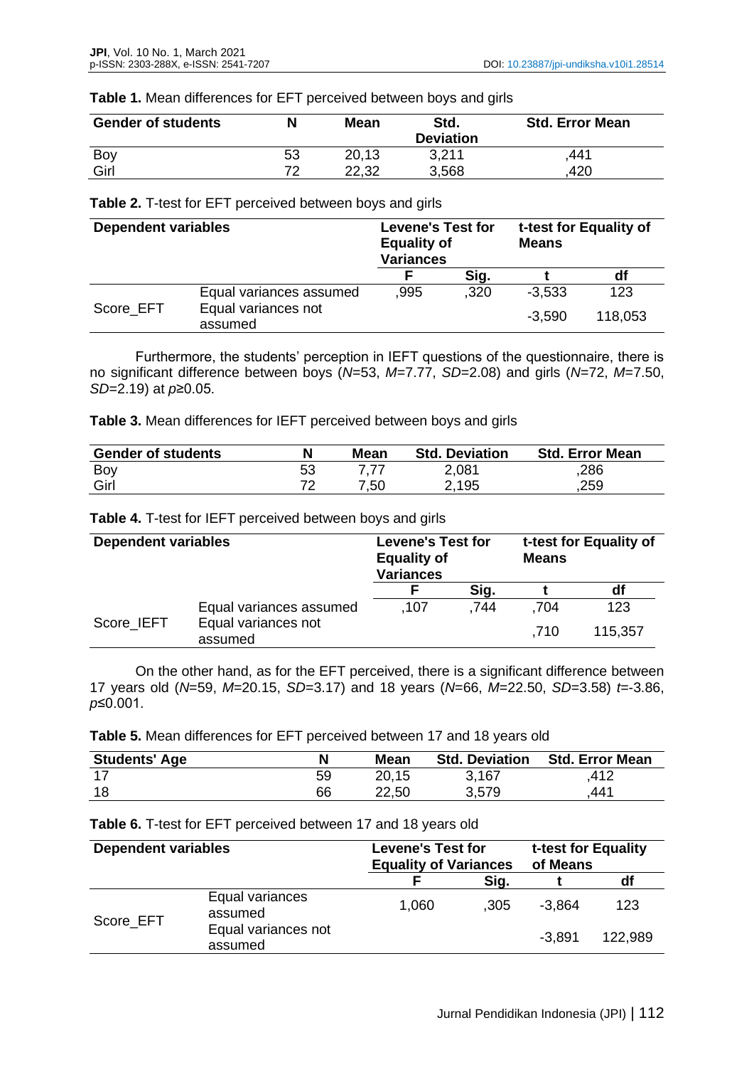**Table 1.** Mean differences for EFT perceived between boys and girls

| Gender of students | N | Mean | Std. Deviation | Std. Error Mean |
|---|---|---|---|---|
| Boy | 53 | 20,13 | 3,211 | ,441 |
| Girl | 72 | 22,32 | 3,568 | ,420 |

**Table 2.** T-test for EFT perceived between boys and girls

| Dependent variables | | Levene's Test for Equality of Variances | | t-test for Equality of Means | |
|---|---|---|---|---|---|
| | | F | Sig. | t | df |
| Score_EFT | Equal variances assumed | ,995 | ,320 | -3,533 | 123 |
| | Equal variances not assumed | | | -3,590 | 118,053 |

Furthermore, the students' perception in IEFT questions of the questionnaire, there is no significant difference between boys (*N*=53, *M*=7.77, *SD*=2.08) and girls (*N*=72, *M*=7.50, *SD*=2.19) at $p \geq 0.05$.

**Table 3.** Mean differences for IEFT perceived between boys and girls

| Gender of students | N | Mean | Std. Deviation | Std. Error Mean |
|---|---|---|---|---|
| Boy | 53 | 7,77 | 2,081 | ,286 |
| Girl | 72 | 7,50 | 2,195 | ,259 |

**Table 4.** T-test for IEFT perceived between boys and girls

| Dependent variables | | Levene's Test for Equality of Variances | | t-test for Equality of Means | |
|---|---|---|---|---|---|
| | | F | Sig. | t | df |
| Score_IEFT | Equal variances assumed | ,107 | ,744 | ,704 | 123 |
| | Equal variances not assumed | | | ,710 | 115,357 |

On the other hand, as for the EFT perceived, there is a significant difference between 17 years old (*N*=59, *M*=20.15, *SD*=3.17) and 18 years (*N*=66, *M*=22.50, *SD*=3.58) $t$=-3.86, $p \leq 0.001$.

**Table 5.** Mean differences for EFT perceived between 17 and 18 years old

| Students' Age | N | Mean | Std. Deviation | Std. Error Mean |
|---|---|---|---|---|
| 17 | 59 | 20,15 | 3,167 | ,412 |
| 18 | 66 | 22,50 | 3,579 | ,441 |

**Table 6.** T-test for EFT perceived between 17 and 18 years old

| Dependent variables | | Levene's Test for Equality of Variances | | t-test for Equality of Means | |
|---|---|---|---|---|---|
| | | F | Sig. | t | df |
| Score_EFT | Equal variances assumed | 1,060 | ,305 | -3,864 | 123 |
| | Equal variances not assumed | | | -3,891 | 122,989 |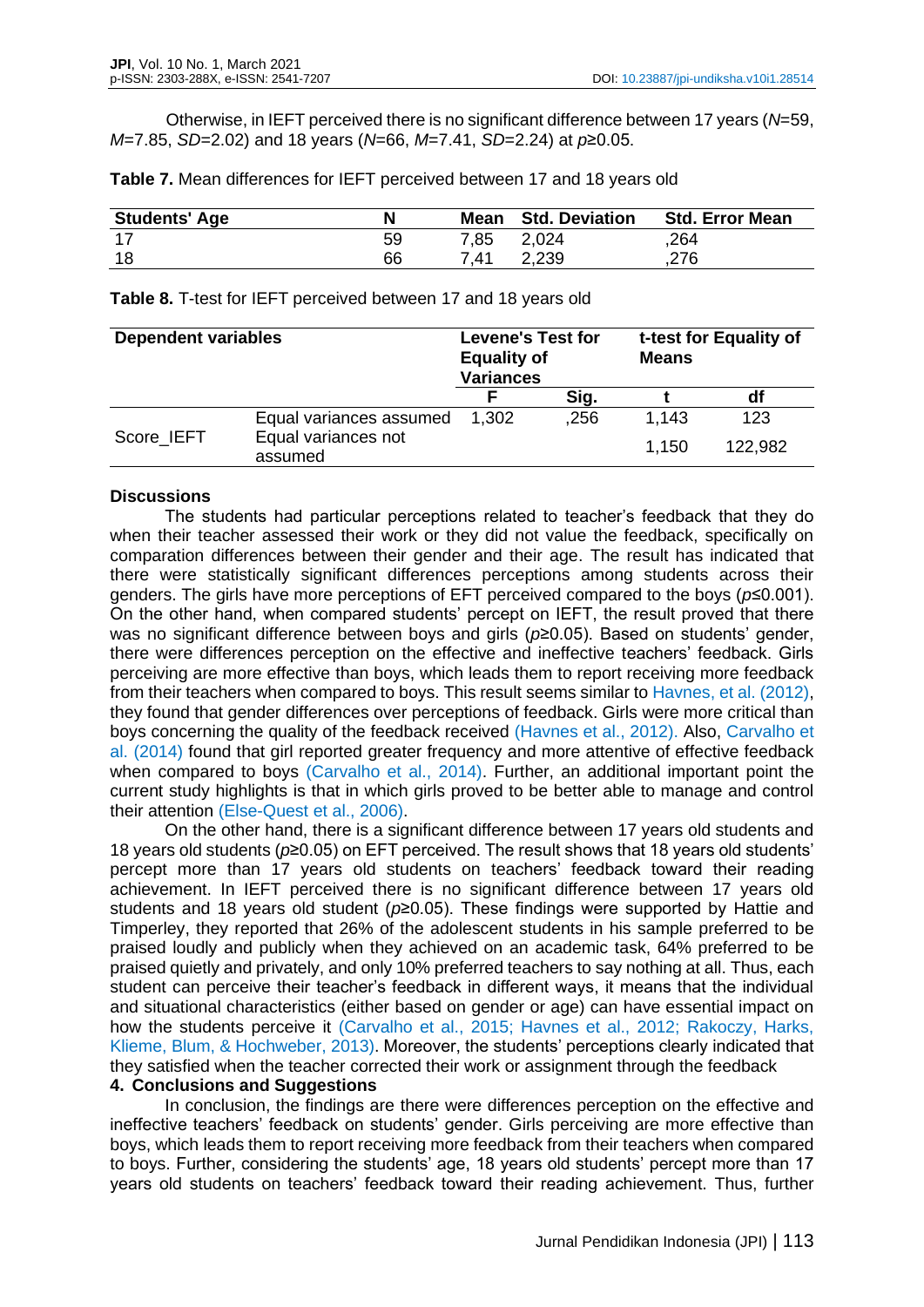Otherwise, in IEFT perceived there is no significant difference between 17 years (*N*=59, *M*=7.85, *SD*=2.02) and 18 years (*N*=66, *M*=7.41, *SD*=2.24) at *p*≥0.05.

**Table 7.** Mean differences for IEFT perceived between 17 and 18 years old

| Students' Age | N | Mean | Std. Deviation | Std. Error Mean |
|---|---|---|---|---|
| 17 | 59 | 7,85 | 2,024 | ,264 |
| 18 | 66 | 7,41 | 2,239 | ,276 |

**Table 8.** T-test for IEFT perceived between 17 and 18 years old

| Dependent variables | | Levene's Test for Equality of Variances | | t-test for Equality of Means | |
|---|---|---|---|---|---|
| | | F | Sig. | t | df |
| Score_IEFT | Equal variances assumed | 1,302 | ,256 | 1,143 | 123 |
| | Equal variances not assumed | | | 1,150 | 122,982 |

**Discussions**

The students had particular perceptions related to teacher's feedback that they do when their teacher assessed their work or they did not value the feedback, specifically on comparation differences between their gender and their age. The result has indicated that there were statistically significant differences perceptions among students across their genders. The girls have more perceptions of EFT perceived compared to the boys (*p*≤0.001). On the other hand, when compared students' percept on IEFT, the result proved that there was no significant difference between boys and girls (*p*≥0.05). Based on students' gender, there were differences perception on the effective and ineffective teachers' feedback. Girls perceiving are more effective than boys, which leads them to report receiving more feedback from their teachers when compared to boys. This result seems similar to Havnes, et al. (2012), they found that gender differences over perceptions of feedback. Girls were more critical than boys concerning the quality of the feedback received (Havnes et al., 2012). Also, Carvalho et al. (2014) found that girl reported greater frequency and more attentive of effective feedback when compared to boys (Carvalho et al., 2014). Further, an additional important point the current study highlights is that in which girls proved to be better able to manage and control their attention (Else-Quest et al., 2006).

On the other hand, there is a significant difference between 17 years old students and 18 years old students (*p*≥0.05) on EFT perceived. The result shows that 18 years old students' percept more than 17 years old students on teachers' feedback toward their reading achievement. In IEFT perceived there is no significant difference between 17 years old students and 18 years old student (*p*≥0.05). These findings were supported by Hattie and Timperley, they reported that 26% of the adolescent students in his sample preferred to be praised loudly and publicly when they achieved on an academic task, 64% preferred to be praised quietly and privately, and only 10% preferred teachers to say nothing at all. Thus, each student can perceive their teacher's feedback in different ways, it means that the individual and situational characteristics (either based on gender or age) can have essential impact on how the students perceive it (Carvalho et al., 2015; Havnes et al., 2012; Rakoczy, Harks, Klieme, Blum, & Hochweber, 2013). Moreover, the students' perceptions clearly indicated that they satisfied when the teacher corrected their work or assignment through the feedback

## 4. Conclusions and Suggestions

In conclusion, the findings are there were differences perception on the effective and ineffective teachers' feedback on students' gender. Girls perceiving are more effective than boys, which leads them to report receiving more feedback from their teachers when compared to boys. Further, considering the students' age, 18 years old students' percept more than 17 years old students on teachers' feedback toward their reading achievement. Thus, further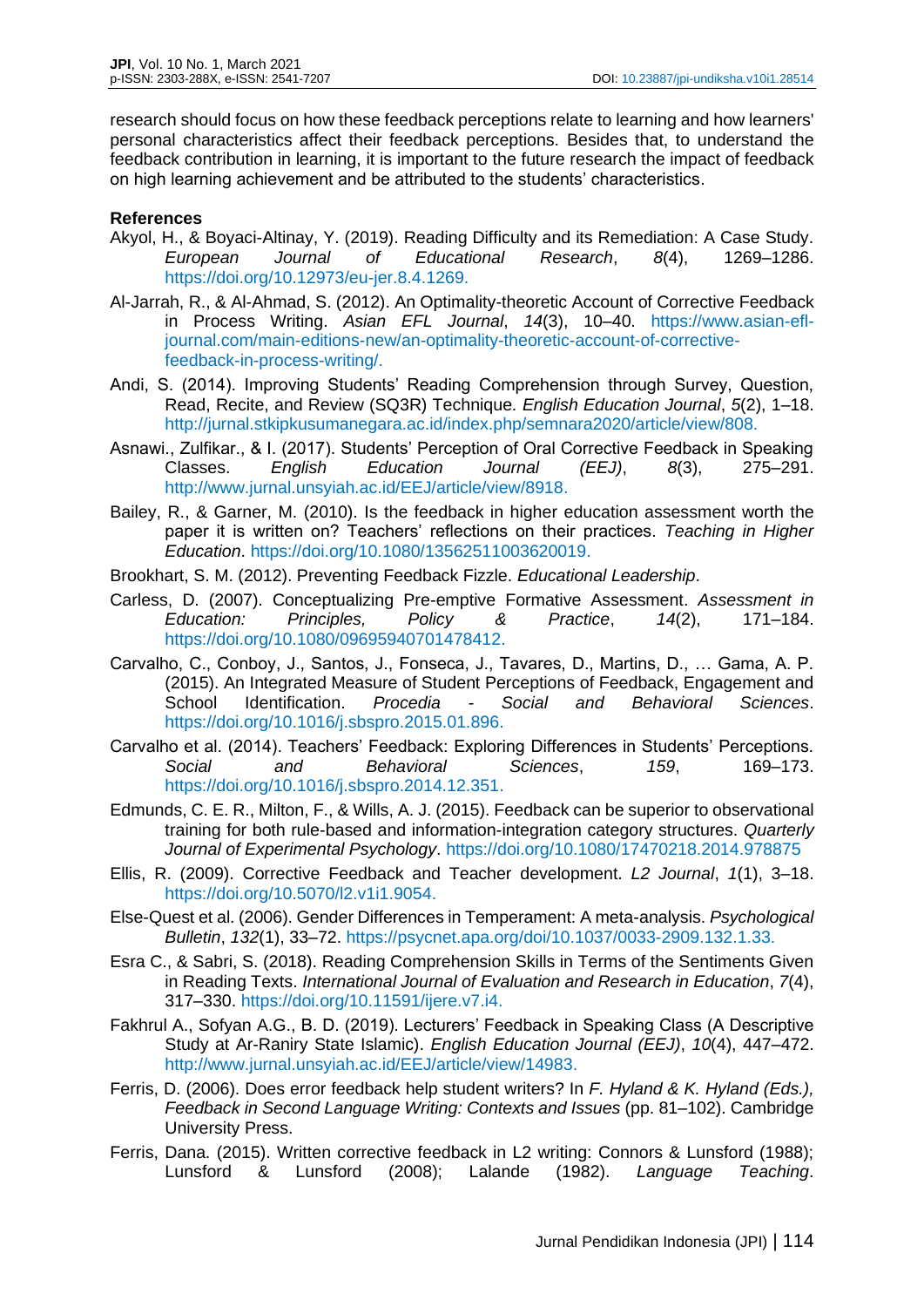research should focus on how these feedback perceptions relate to learning and how learners' personal characteristics affect their feedback perceptions. Besides that, to understand the feedback contribution in learning, it is important to the future research the impact of feedback on high learning achievement and be attributed to the students' characteristics.

**References**

Akyol, H., & Boyaci-Altinay, Y. (2019). Reading Difficulty and its Remediation: A Case Study. *European Journal of Educational Research*, *8*(4), 1269–1286. https://doi.org/10.12973/eu-jer.8.4.1269.

Al-Jarrah, R., & Al-Ahmad, S. (2012). An Optimality-theoretic Account of Corrective Feedback in Process Writing. *Asian EFL Journal*, *14*(3), 10–40. https://www.asian-efl-journal.com/main-editions-new/an-optimality-theoretic-account-of-corrective-feedback-in-process-writing/.

Andi, S. (2014). Improving Students' Reading Comprehension through Survey, Question, Read, Recite, and Review (SQ3R) Technique. *English Education Journal*, *5*(2), 1–18. http://jurnal.stkipkusumanegara.ac.id/index.php/semnara2020/article/view/808.

Asnawi., Zulfikar., & I. (2017). Students' Perception of Oral Corrective Feedback in Speaking Classes. *English Education Journal (EEJ)*, *8*(3), 275–291. http://www.jurnal.unsyiah.ac.id/EEJ/article/view/8918.

Bailey, R., & Garner, M. (2010). Is the feedback in higher education assessment worth the paper it is written on? Teachers' reflections on their practices. *Teaching in Higher Education*. https://doi.org/10.1080/13562511003620019.

Brookhart, S. M. (2012). Preventing Feedback Fizzle. *Educational Leadership*.

Carless, D. (2007). Conceptualizing Pre-emptive Formative Assessment. *Assessment in Education: Principles, Policy & Practice*, *14*(2), 171–184. https://doi.org/10.1080/09695940701478412.

Carvalho, C., Conboy, J., Santos, J., Fonseca, J., Tavares, D., Martins, D., … Gama, A. P. (2015). An Integrated Measure of Student Perceptions of Feedback, Engagement and School Identification. *Procedia - Social and Behavioral Sciences*. https://doi.org/10.1016/j.sbspro.2015.01.896.

Carvalho et al. (2014). Teachers' Feedback: Exploring Differences in Students' Perceptions. *Social and Behavioral Sciences*, *159*, 169–173. https://doi.org/10.1016/j.sbspro.2014.12.351.

Edmunds, C. E. R., Milton, F., & Wills, A. J. (2015). Feedback can be superior to observational training for both rule-based and information-integration category structures. *Quarterly Journal of Experimental Psychology*. https://doi.org/10.1080/17470218.2014.978875

Ellis, R. (2009). Corrective Feedback and Teacher development. *L2 Journal*, *1*(1), 3–18. https://doi.org/10.5070/l2.v1i1.9054.

Else-Quest et al. (2006). Gender Differences in Temperament: A meta-analysis. *Psychological Bulletin*, *132*(1), 33–72. https://psycnet.apa.org/doi/10.1037/0033-2909.132.1.33.

Esra C., & Sabri, S. (2018). Reading Comprehension Skills in Terms of the Sentiments Given in Reading Texts. *International Journal of Evaluation and Research in Education*, *7*(4), 317–330. https://doi.org/10.11591/ijere.v7.i4.

Fakhrul A., Sofyan A.G., B. D. (2019). Lecturers' Feedback in Speaking Class (A Descriptive Study at Ar-Raniry State Islamic). *English Education Journal (EEJ)*, *10*(4), 447–472. http://www.jurnal.unsyiah.ac.id/EEJ/article/view/14983.

Ferris, D. (2006). Does error feedback help student writers? In *F. Hyland & K. Hyland (Eds.), Feedback in Second Language Writing: Contexts and Issues* (pp. 81–102). Cambridge University Press.

Ferris, Dana. (2015). Written corrective feedback in L2 writing: Connors & Lunsford (1988); Lunsford & Lunsford (2008); Lalande (1982). *Language Teaching*.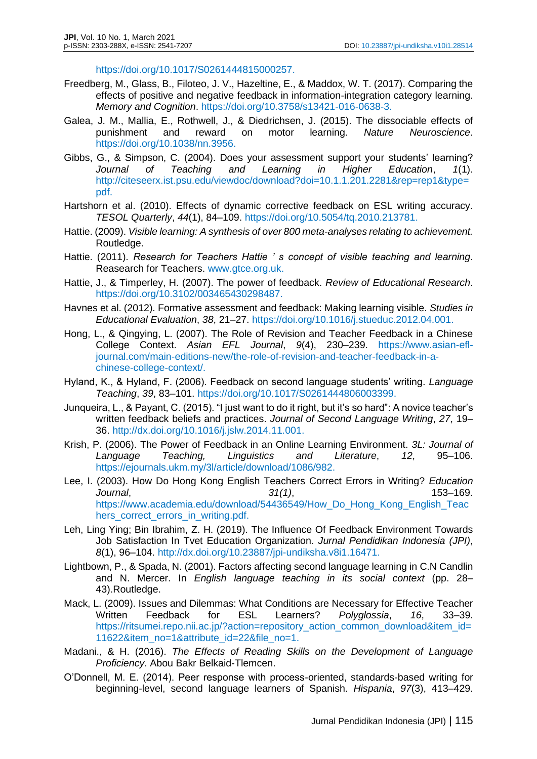https://doi.org/10.1017/S0261444815000257.

Freedberg, M., Glass, B., Filoteo, J. V., Hazeltine, E., & Maddox, W. T. (2017). Comparing the effects of positive and negative feedback in information-integration category learning. *Memory and Cognition*. https://doi.org/10.3758/s13421-016-0638-3.

Galea, J. M., Mallia, E., Rothwell, J., & Diedrichsen, J. (2015). The dissociable effects of punishment and reward on motor learning. *Nature Neuroscience*. https://doi.org/10.1038/nn.3956.

Gibbs, G., & Simpson, C. (2004). Does your assessment support your students' learning? *Journal of Teaching and Learning in Higher Education*, *1*(1). http://citeseerx.ist.psu.edu/viewdoc/download?doi=10.1.1.201.2281&rep=rep1&type=pdf.

Hartshorn et al. (2010). Effects of dynamic corrective feedback on ESL writing accuracy. *TESOL Quarterly*, *44*(1), 84–109. https://doi.org/10.5054/tq.2010.213781.

Hattie. (2009). *Visible learning: A synthesis of over 800 meta-analyses relating to achievement.* Routledge.

Hattie. (2011). *Research for Teachers Hattie ' s concept of visible teaching and learning*. Reasearch for Teachers. www.gtce.org.uk.

Hattie, J., & Timperley, H. (2007). The power of feedback. *Review of Educational Research*. https://doi.org/10.3102/003465430298487.

Havnes et al. (2012). Formative assessment and feedback: Making learning visible. *Studies in Educational Evaluation*, *38*, 21–27. https://doi.org/10.1016/j.stueduc.2012.04.001.

Hong, L., & Qingying, L. (2007). The Role of Revision and Teacher Feedback in a Chinese College Context. *Asian EFL Journal*, *9*(4), 230–239. https://www.asian-efl-journal.com/main-editions-new/the-role-of-revision-and-teacher-feedback-in-a-chinese-college-context/.

Hyland, K., & Hyland, F. (2006). Feedback on second language students' writing. *Language Teaching*, *39*, 83–101. https://doi.org/10.1017/S0261444806003399.

Junqueira, L., & Payant, C. (2015). "I just want to do it right, but it's so hard": A novice teacher's written feedback beliefs and practices. *Journal of Second Language Writing*, *27*, 19–36. http://dx.doi.org/10.1016/j.jslw.2014.11.001.

Krish, P. (2006). The Power of Feedback in an Online Learning Environment. *3L: Journal of Language Teaching, Linguistics and Literature*, *12*, 95–106. https://ejournals.ukm.my/3l/article/download/1086/982.

Lee, I. (2003). How Do Hong Kong English Teachers Correct Errors in Writing? *Education Journal*, *31(1)*, 153–169. https://www.academia.edu/download/54436549/How_Do_Hong_Kong_English_Teachers_correct_errors_in_writing.pdf.

Leh, Ling Ying; Bin Ibrahim, Z. H. (2019). The Influence Of Feedback Environment Towards Job Satisfaction In Tvet Education Organization. *Jurnal Pendidikan Indonesia (JPI)*, *8*(1), 96–104. http://dx.doi.org/10.23887/jpi-undiksha.v8i1.16471.

Lightbown, P., & Spada, N. (2001). Factors affecting second language learning in C.N Candlin and N. Mercer. In *English language teaching in its social context* (pp. 28–43).Routledge.

Mack, L. (2009). Issues and Dilemmas: What Conditions are Necessary for Effective Teacher Written Feedback for ESL Learners? *Polyglossia*, *16*, 33–39. https://ritsumei.repo.nii.ac.jp/?action=repository_action_common_download&item_id=11622&item_no=1&attribute_id=22&file_no=1.

Madani., & H. (2016). *The Effects of Reading Skills on the Development of Language Proficiency*. Abou Bakr Belkaid-Tlemcen.

O'Donnell, M. E. (2014). Peer response with process-oriented, standards-based writing for beginning-level, second language learners of Spanish. *Hispania*, *97*(3), 413–429.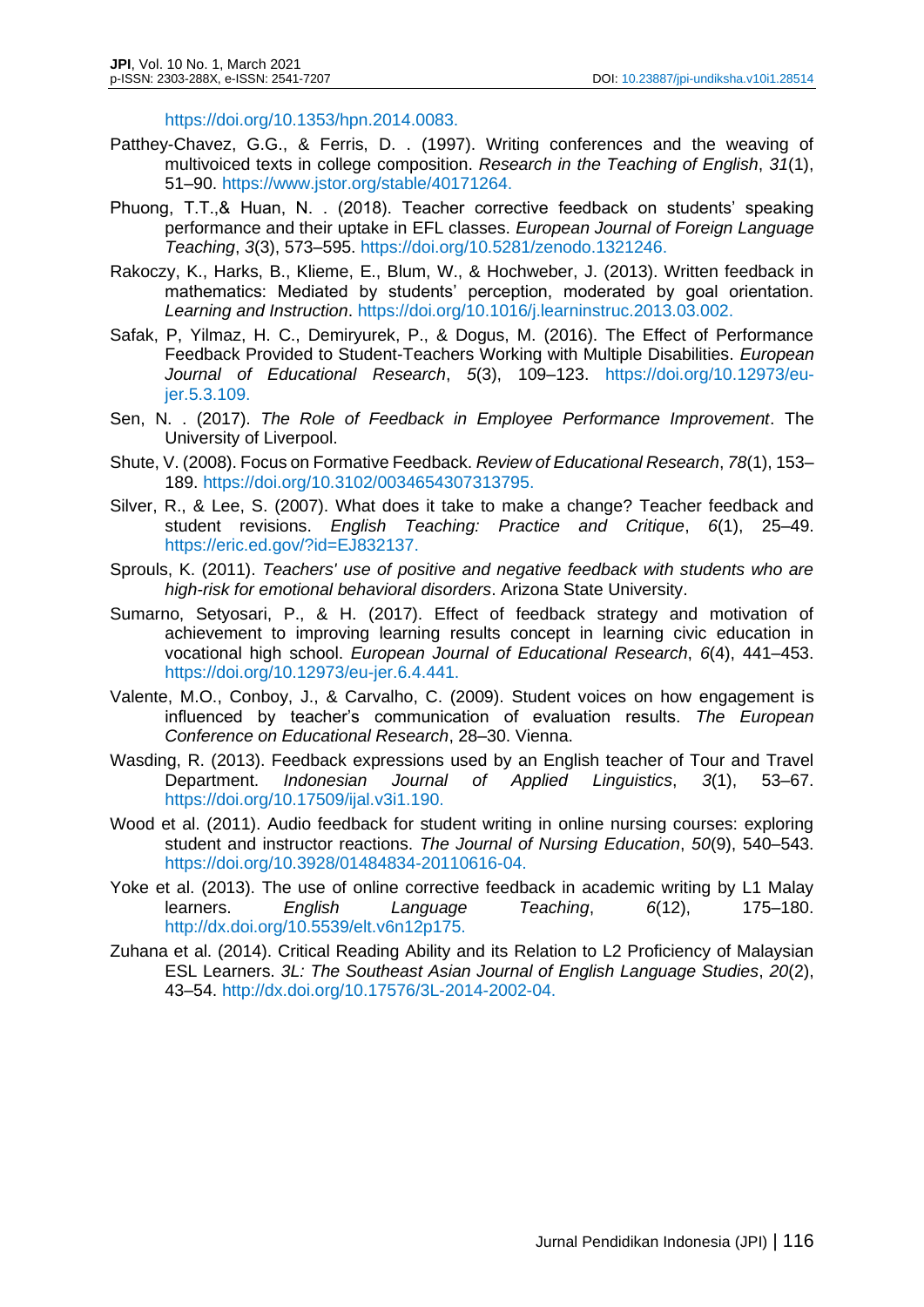https://doi.org/10.1353/hpn.2014.0083.

Patthey-Chavez, G.G., & Ferris, D. . (1997). Writing conferences and the weaving of multivoiced texts in college composition. *Research in the Teaching of English*, *31*(1), 51–90. https://www.jstor.org/stable/40171264.

Phuong, T.T.,& Huan, N. . (2018). Teacher corrective feedback on students' speaking performance and their uptake in EFL classes. *European Journal of Foreign Language Teaching*, *3*(3), 573–595. https://doi.org/10.5281/zenodo.1321246.

Rakoczy, K., Harks, B., Klieme, E., Blum, W., & Hochweber, J. (2013). Written feedback in mathematics: Mediated by students' perception, moderated by goal orientation. *Learning and Instruction*. https://doi.org/10.1016/j.learninstruc.2013.03.002.

Safak, P, Yilmaz, H. C., Demiryurek, P., & Dogus, M. (2016). The Effect of Performance Feedback Provided to Student-Teachers Working with Multiple Disabilities. *European Journal of Educational Research*, *5*(3), 109–123. https://doi.org/10.12973/eu-jer.5.3.109.

Sen, N. . (2017). *The Role of Feedback in Employee Performance Improvement*. The University of Liverpool.

Shute, V. (2008). Focus on Formative Feedback. *Review of Educational Research*, *78*(1), 153–189. https://doi.org/10.3102/0034654307313795.

Silver, R., & Lee, S. (2007). What does it take to make a change? Teacher feedback and student revisions. *English Teaching: Practice and Critique*, *6*(1), 25–49. https://eric.ed.gov/?id=EJ832137.

Sprouls, K. (2011). *Teachers' use of positive and negative feedback with students who are high-risk for emotional behavioral disorders*. Arizona State University.

Sumarno, Setyosari, P., & H. (2017). Effect of feedback strategy and motivation of achievement to improving learning results concept in learning civic education in vocational high school. *European Journal of Educational Research*, *6*(4), 441–453. https://doi.org/10.12973/eu-jer.6.4.441.

Valente, M.O., Conboy, J., & Carvalho, C. (2009). Student voices on how engagement is influenced by teacher's communication of evaluation results. *The European Conference on Educational Research*, 28–30. Vienna.

Wasding, R. (2013). Feedback expressions used by an English teacher of Tour and Travel Department. *Indonesian Journal of Applied Linguistics*, *3*(1), 53–67. https://doi.org/10.17509/ijal.v3i1.190.

Wood et al. (2011). Audio feedback for student writing in online nursing courses: exploring student and instructor reactions. *The Journal of Nursing Education*, *50*(9), 540–543. https://doi.org/10.3928/01484834-20110616-04.

Yoke et al. (2013). The use of online corrective feedback in academic writing by L1 Malay learners. *English Language Teaching*, *6*(12), 175–180. http://dx.doi.org/10.5539/elt.v6n12p175.

Zuhana et al. (2014). Critical Reading Ability and its Relation to L2 Proficiency of Malaysian ESL Learners. *3L: The Southeast Asian Journal of English Language Studies*, *20*(2), 43–54. http://dx.doi.org/10.17576/3L-2014-2002-04.